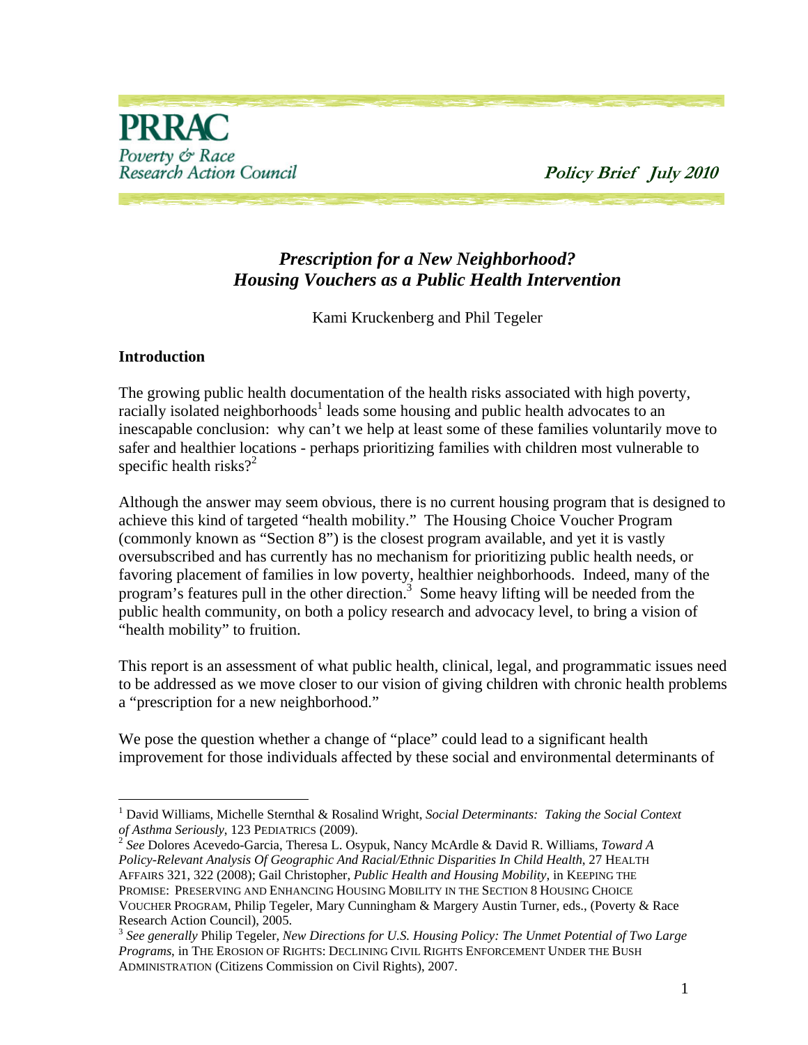PRRAC
Poverty & Race
Research Action Council

**Policy Brief July 2010**

# *Prescription for a New Neighborhood?* *Housing Vouchers as a Public Health Intervention*

Kami Kruckenberg and Phil Tegeler

## Introduction

The growing public health documentation of the health risks associated with high poverty, racially isolated neighborhoods[1] leads some housing and public health advocates to an inescapable conclusion: why can't we help at least some of these families voluntarily move to safer and healthier locations - perhaps prioritizing families with children most vulnerable to specific health risks?[2]

Although the answer may seem obvious, there is no current housing program that is designed to achieve this kind of targeted "health mobility." The Housing Choice Voucher Program (commonly known as "Section 8") is the closest program available, and yet it is vastly oversubscribed and has currently has no mechanism for prioritizing public health needs, or favoring placement of families in low poverty, healthier neighborhoods. Indeed, many of the program's features pull in the other direction.[3] Some heavy lifting will be needed from the public health community, on both a policy research and advocacy level, to bring a vision of "health mobility" to fruition.

This report is an assessment of what public health, clinical, legal, and programmatic issues need to be addressed as we move closer to our vision of giving children with chronic health problems a "prescription for a new neighborhood."

We pose the question whether a change of "place" could lead to a significant health improvement for those individuals affected by these social and environmental determinants of

---

[1] David Williams, Michelle Sternthal & Rosalind Wright, *Social Determinants: Taking the Social Context of Asthma Seriously*, 123 PEDIATRICS (2009).

[2] *See* Dolores Acevedo-Garcia, Theresa L. Osypuk, Nancy McArdle & David R. Williams, *Toward A Policy-Relevant Analysis Of Geographic And Racial/Ethnic Disparities In Child Health*, 27 HEALTH AFFAIRS 321, 322 (2008); Gail Christopher, *Public Health and Housing Mobility*, in KEEPING THE PROMISE: PRESERVING AND ENHANCING HOUSING MOBILITY IN THE SECTION 8 HOUSING CHOICE VOUCHER PROGRAM, Philip Tegeler, Mary Cunningham & Margery Austin Turner, eds., (Poverty & Race Research Action Council), 2005.

[3] *See generally* Philip Tegeler, *New Directions for U.S. Housing Policy: The Unmet Potential of Two Large Programs*, in THE EROSION OF RIGHTS: DECLINING CIVIL RIGHTS ENFORCEMENT UNDER THE BUSH ADMINISTRATION (Citizens Commission on Civil Rights), 2007.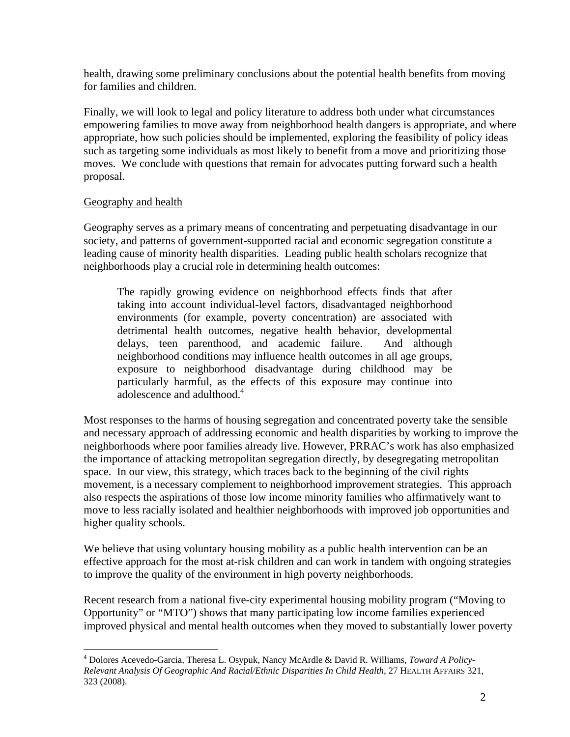health, drawing some preliminary conclusions about the potential health benefits from moving for families and children.

Finally, we will look to legal and policy literature to address both under what circumstances empowering families to move away from neighborhood health dangers is appropriate, and where appropriate, how such policies should be implemented, exploring the feasibility of policy ideas such as targeting some individuals as most likely to benefit from a move and prioritizing those moves. We conclude with questions that remain for advocates putting forward such a health proposal.

## Geography and health

Geography serves as a primary means of concentrating and perpetuating disadvantage in our society, and patterns of government-supported racial and economic segregation constitute a leading cause of minority health disparities. Leading public health scholars recognize that neighborhoods play a crucial role in determining health outcomes:

> The rapidly growing evidence on neighborhood effects finds that after taking into account individual-level factors, disadvantaged neighborhood environments (for example, poverty concentration) are associated with detrimental health outcomes, negative health behavior, developmental delays, teen parenthood, and academic failure. And although neighborhood conditions may influence health outcomes in all age groups, exposure to neighborhood disadvantage during childhood may be particularly harmful, as the effects of this exposure may continue into adolescence and adulthood.[4]

Most responses to the harms of housing segregation and concentrated poverty take the sensible and necessary approach of addressing economic and health disparities by working to improve the neighborhoods where poor families already live. However, PRRAC's work has also emphasized the importance of attacking metropolitan segregation directly, by desegregating metropolitan space. In our view, this strategy, which traces back to the beginning of the civil rights movement, is a necessary complement to neighborhood improvement strategies. This approach also respects the aspirations of those low income minority families who affirmatively want to move to less racially isolated and healthier neighborhoods with improved job opportunities and higher quality schools.

We believe that using voluntary housing mobility as a public health intervention can be an effective approach for the most at-risk children and can work in tandem with ongoing strategies to improve the quality of the environment in high poverty neighborhoods.

Recent research from a national five-city experimental housing mobility program ("Moving to Opportunity" or "MTO") shows that many participating low income families experienced improved physical and mental health outcomes when they moved to substantially lower poverty

---

[4] Dolores Acevedo-Garcia, Theresa L. Osypuk, Nancy McArdle & David R. Williams, *Toward A Policy-Relevant Analysis Of Geographic And Racial/Ethnic Disparities In Child Health*, 27 HEALTH AFFAIRS 321, 323 (2008).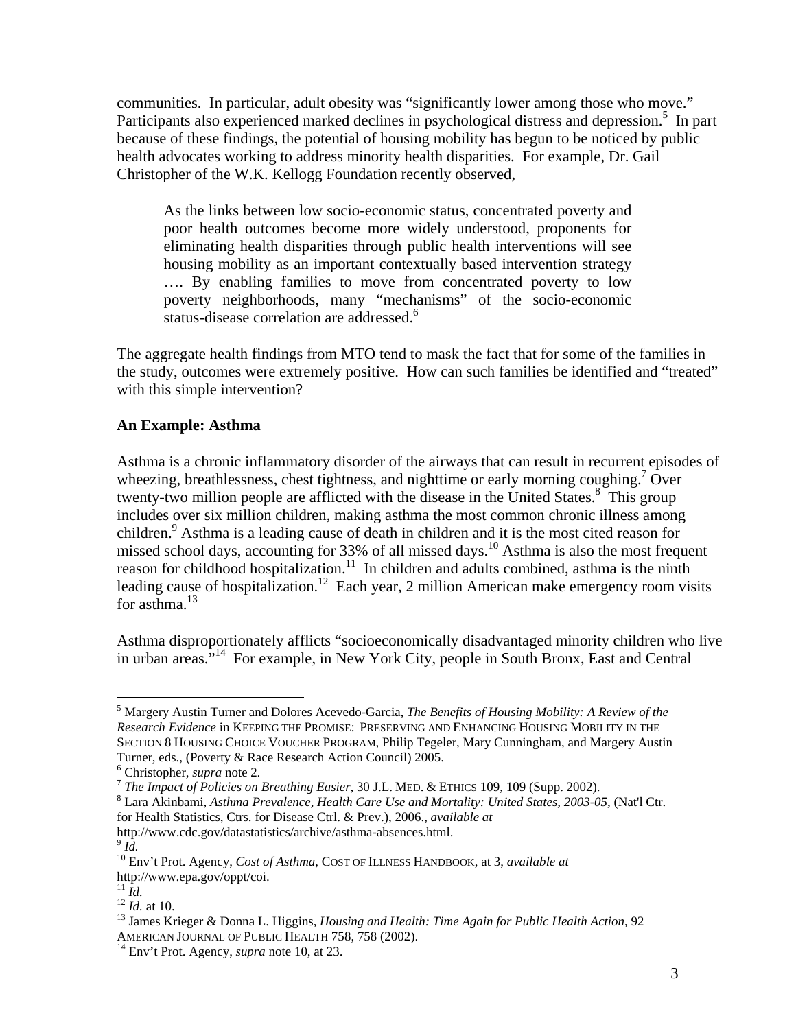communities. In particular, adult obesity was "significantly lower among those who move." Participants also experienced marked declines in psychological distress and depression.[5] In part because of these findings, the potential of housing mobility has begun to be noticed by public health advocates working to address minority health disparities. For example, Dr. Gail Christopher of the W.K. Kellogg Foundation recently observed,

> As the links between low socio-economic status, concentrated poverty and poor health outcomes become more widely understood, proponents for eliminating health disparities through public health interventions will see housing mobility as an important contextually based intervention strategy …. By enabling families to move from concentrated poverty to low poverty neighborhoods, many "mechanisms" of the socio-economic status-disease correlation are addressed.[6]

The aggregate health findings from MTO tend to mask the fact that for some of the families in the study, outcomes were extremely positive. How can such families be identified and "treated" with this simple intervention?

**An Example: Asthma**

Asthma is a chronic inflammatory disorder of the airways that can result in recurrent episodes of wheezing, breathlessness, chest tightness, and nighttime or early morning coughing.[7] Over twenty-two million people are afflicted with the disease in the United States.[8] This group includes over six million children, making asthma the most common chronic illness among children.[9] Asthma is a leading cause of death in children and it is the most cited reason for missed school days, accounting for 33% of all missed days.[10] Asthma is also the most frequent reason for childhood hospitalization.[11] In children and adults combined, asthma is the ninth leading cause of hospitalization.[12] Each year, 2 million American make emergency room visits for asthma.[13]

Asthma disproportionately afflicts "socioeconomically disadvantaged minority children who live in urban areas."[14] For example, in New York City, people in South Bronx, East and Central

---

[5] Margery Austin Turner and Dolores Acevedo-Garcia, *The Benefits of Housing Mobility: A Review of the Research Evidence* in KEEPING THE PROMISE: PRESERVING AND ENHANCING HOUSING MOBILITY IN THE SECTION 8 HOUSING CHOICE VOUCHER PROGRAM, Philip Tegeler, Mary Cunningham, and Margery Austin Turner, eds., (Poverty & Race Research Action Council) 2005.

[6] Christopher, *supra* note 2.

[7] *The Impact of Policies on Breathing Easier*, 30 J.L. MED. & ETHICS 109, 109 (Supp. 2002).

[8] Lara Akinbami, *Asthma Prevalence, Health Care Use and Mortality: United States, 2003-05*, (Nat'l Ctr. for Health Statistics, Ctrs. for Disease Ctrl. & Prev.), 2006., *available at* http://www.cdc.gov/datastatistics/archive/asthma-absences.html.

[9] *Id.*

[10] Env't Prot. Agency, *Cost of Asthma*, COST OF ILLNESS HANDBOOK, at 3, *available at* http://www.epa.gov/oppt/coi.

[11] *Id.*

[12] *Id.* at 10.

[13] James Krieger & Donna L. Higgins, *Housing and Health: Time Again for Public Health Action*, 92 AMERICAN JOURNAL OF PUBLIC HEALTH 758, 758 (2002).

[14] Env't Prot. Agency, *supra* note 10, at 23.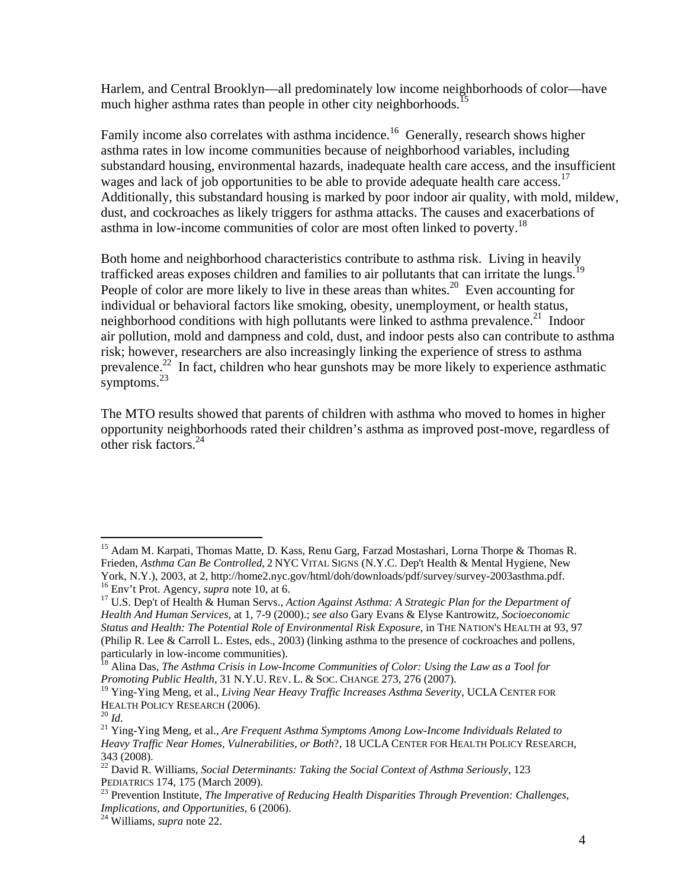Harlem, and Central Brooklyn—all predominately low income neighborhoods of color—have much higher asthma rates than people in other city neighborhoods.[15]

Family income also correlates with asthma incidence.[16] Generally, research shows higher asthma rates in low income communities because of neighborhood variables, including substandard housing, environmental hazards, inadequate health care access, and the insufficient wages and lack of job opportunities to be able to provide adequate health care access.[17] Additionally, this substandard housing is marked by poor indoor air quality, with mold, mildew, dust, and cockroaches as likely triggers for asthma attacks. The causes and exacerbations of asthma in low-income communities of color are most often linked to poverty.[18]

Both home and neighborhood characteristics contribute to asthma risk. Living in heavily trafficked areas exposes children and families to air pollutants that can irritate the lungs.[19] People of color are more likely to live in these areas than whites.[20] Even accounting for individual or behavioral factors like smoking, obesity, unemployment, or health status, neighborhood conditions with high pollutants were linked to asthma prevalence.[21] Indoor air pollution, mold and dampness and cold, dust, and indoor pests also can contribute to asthma risk; however, researchers are also increasingly linking the experience of stress to asthma prevalence.[22] In fact, children who hear gunshots may be more likely to experience asthmatic symptoms.[23]

The MTO results showed that parents of children with asthma who moved to homes in higher opportunity neighborhoods rated their children's asthma as improved post-move, regardless of other risk factors.[24]

---

[15] Adam M. Karpati, Thomas Matte, D. Kass, Renu Garg, Farzad Mostashari, Lorna Thorpe & Thomas R. Frieden, *Asthma Can Be Controlled*, 2 NYC VITAL SIGNS (N.Y.C. Dep't Health & Mental Hygiene, New York, N.Y.), 2003, at 2, http://home2.nyc.gov/html/doh/downloads/pdf/survey/survey-2003asthma.pdf.

[16] Env't Prot. Agency, *supra* note 10, at 6.

[17] U.S. Dep't of Health & Human Servs., *Action Against Asthma: A Strategic Plan for the Department of Health And Human Services*, at 1, 7-9 (2000).; *see also* Gary Evans & Elyse Kantrowitz, *Socioeconomic Status and Health: The Potential Role of Environmental Risk Exposure*, in THE NATION'S HEALTH at 93, 97 (Philip R. Lee & Carroll L. Estes, eds., 2003) (linking asthma to the presence of cockroaches and pollens, particularly in low-income communities).

[18] Alina Das, *The Asthma Crisis in Low-Income Communities of Color: Using the Law as a Tool for Promoting Public Health*, 31 N.Y.U. REV. L. & SOC. CHANGE 273, 276 (2007).

[19] Ying-Ying Meng, et al., *Living Near Heavy Traffic Increases Asthma Severity*, UCLA CENTER FOR HEALTH POLICY RESEARCH (2006).

[20] *Id.*

[21] Ying-Ying Meng, et al., *Are Frequent Asthma Symptoms Among Low-Income Individuals Related to Heavy Traffic Near Homes, Vulnerabilities, or Both*?, 18 UCLA CENTER FOR HEALTH POLICY RESEARCH, 343 (2008).

[22] David R. Williams, *Social Determinants: Taking the Social Context of Asthma Seriously*, 123 PEDIATRICS 174, 175 (March 2009).

[23] Prevention Institute, *The Imperative of Reducing Health Disparities Through Prevention: Challenges, Implications, and Opportunities*, 6 (2006).

[24] Williams, *supra* note 22.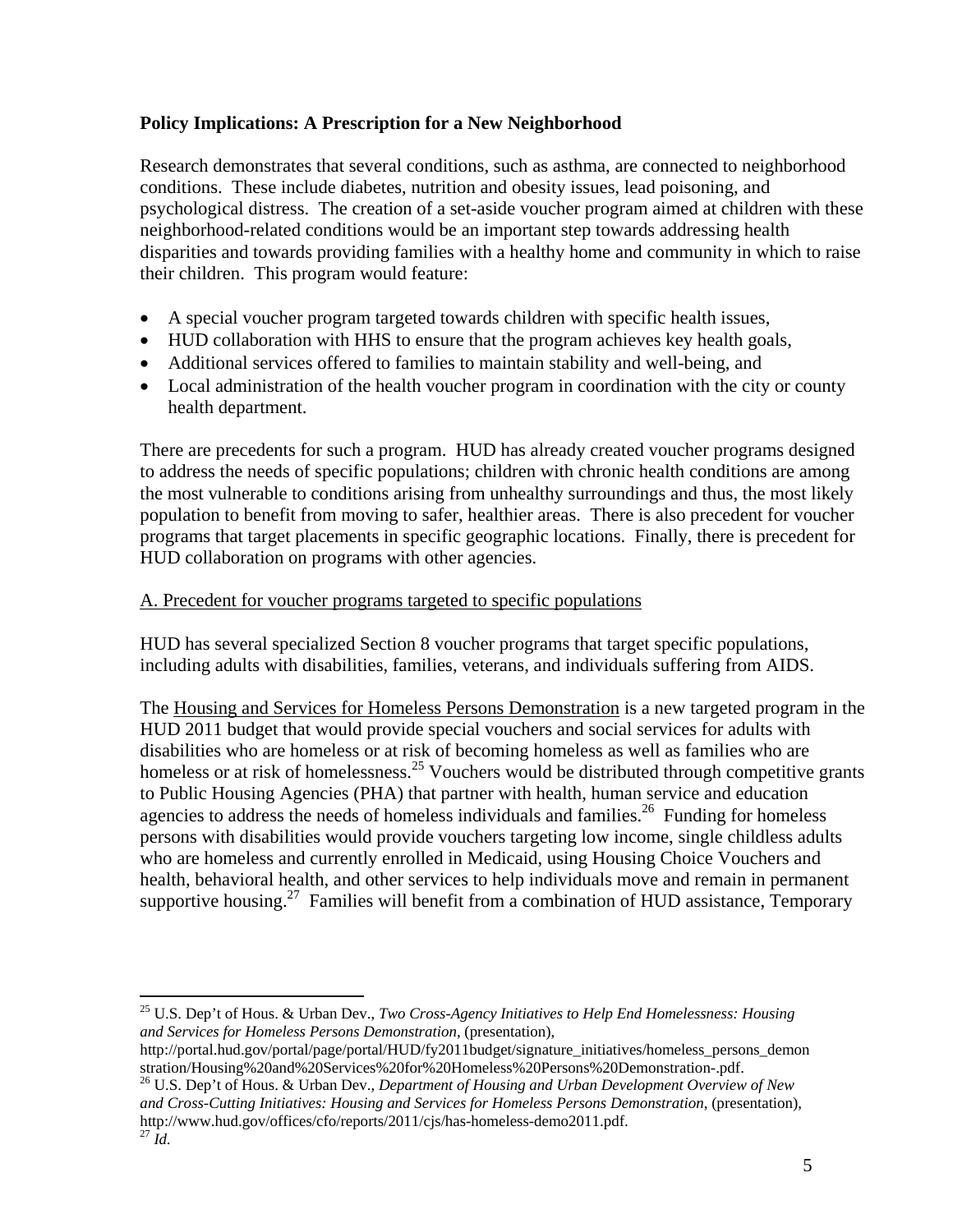**Policy Implications: A Prescription for a New Neighborhood**

Research demonstrates that several conditions, such as asthma, are connected to neighborhood conditions. These include diabetes, nutrition and obesity issues, lead poisoning, and psychological distress. The creation of a set-aside voucher program aimed at children with these neighborhood-related conditions would be an important step towards addressing health disparities and towards providing families with a healthy home and community in which to raise their children. This program would feature:

- A special voucher program targeted towards children with specific health issues,
- HUD collaboration with HHS to ensure that the program achieves key health goals,
- Additional services offered to families to maintain stability and well-being, and
- Local administration of the health voucher program in coordination with the city or county health department.

There are precedents for such a program. HUD has already created voucher programs designed to address the needs of specific populations; children with chronic health conditions are among the most vulnerable to conditions arising from unhealthy surroundings and thus, the most likely population to benefit from moving to safer, healthier areas. There is also precedent for voucher programs that target placements in specific geographic locations. Finally, there is precedent for HUD collaboration on programs with other agencies.

<u>A. Precedent for voucher programs targeted to specific populations</u>

HUD has several specialized Section 8 voucher programs that target specific populations, including adults with disabilities, families, veterans, and individuals suffering from AIDS.

The <u>Housing and Services for Homeless Persons Demonstration</u> is a new targeted program in the HUD 2011 budget that would provide special vouchers and social services for adults with disabilities who are homeless or at risk of becoming homeless as well as families who are homeless or at risk of homelessness.[25] Vouchers would be distributed through competitive grants to Public Housing Agencies (PHA) that partner with health, human service and education agencies to address the needs of homeless individuals and families.[26] Funding for homeless persons with disabilities would provide vouchers targeting low income, single childless adults who are homeless and currently enrolled in Medicaid, using Housing Choice Vouchers and health, behavioral health, and other services to help individuals move and remain in permanent supportive housing.[27] Families will benefit from a combination of HUD assistance, Temporary

---

[25] U.S. Dep't of Hous. & Urban Dev., *Two Cross-Agency Initiatives to Help End Homelessness: Housing and Services for Homeless Persons Demonstration*, (presentation), http://portal.hud.gov/portal/page/portal/HUD/fy2011budget/signature_initiatives/homeless_persons_demonstration/Housing%20and%20Services%20for%20Homeless%20Persons%20Demonstration-.pdf.

[26] U.S. Dep't of Hous. & Urban Dev., *Department of Housing and Urban Development Overview of New and Cross-Cutting Initiatives: Housing and Services for Homeless Persons Demonstration*, (presentation), http://www.hud.gov/offices/cfo/reports/2011/cjs/has-homeless-demo2011.pdf.

[27] *Id.*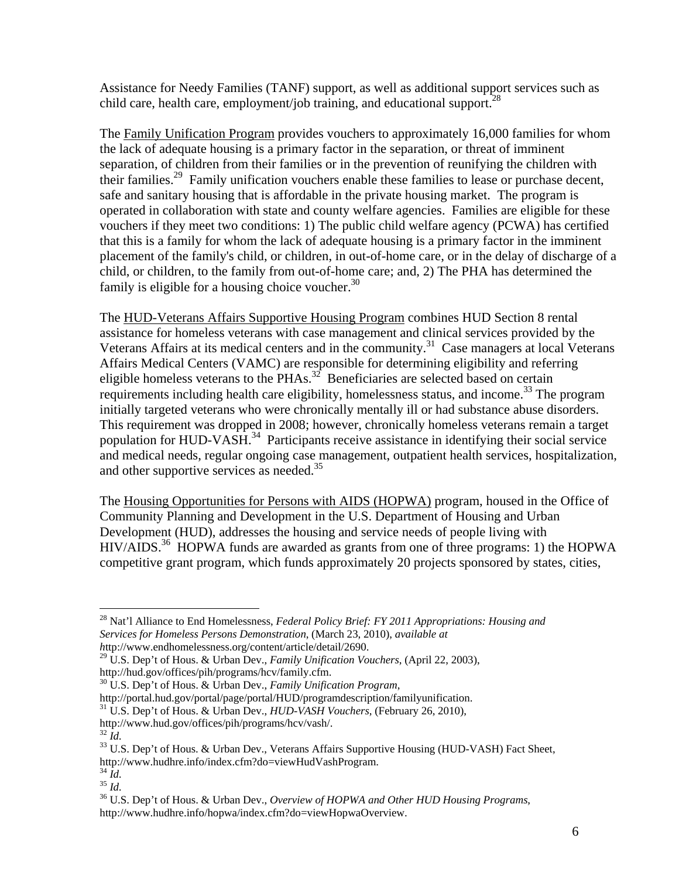Assistance for Needy Families (TANF) support, as well as additional support services such as child care, health care, employment/job training, and educational support.[28]

The Family Unification Program provides vouchers to approximately 16,000 families for whom the lack of adequate housing is a primary factor in the separation, or threat of imminent separation, of children from their families or in the prevention of reunifying the children with their families.[29] Family unification vouchers enable these families to lease or purchase decent, safe and sanitary housing that is affordable in the private housing market. The program is operated in collaboration with state and county welfare agencies. Families are eligible for these vouchers if they meet two conditions: 1) The public child welfare agency (PCWA) has certified that this is a family for whom the lack of adequate housing is a primary factor in the imminent placement of the family's child, or children, in out-of-home care, or in the delay of discharge of a child, or children, to the family from out-of-home care; and, 2) The PHA has determined the family is eligible for a housing choice voucher.[30]

The HUD-Veterans Affairs Supportive Housing Program combines HUD Section 8 rental assistance for homeless veterans with case management and clinical services provided by the Veterans Affairs at its medical centers and in the community.[31] Case managers at local Veterans Affairs Medical Centers (VAMC) are responsible for determining eligibility and referring eligible homeless veterans to the PHAs.[32] Beneficiaries are selected based on certain requirements including health care eligibility, homelessness status, and income.[33] The program initially targeted veterans who were chronically mentally ill or had substance abuse disorders. This requirement was dropped in 2008; however, chronically homeless veterans remain a target population for HUD-VASH.[34] Participants receive assistance in identifying their social service and medical needs, regular ongoing case management, outpatient health services, hospitalization, and other supportive services as needed.[35]

The Housing Opportunities for Persons with AIDS (HOPWA) program, housed in the Office of Community Planning and Development in the U.S. Department of Housing and Urban Development (HUD), addresses the housing and service needs of people living with HIV/AIDS.[36] HOPWA funds are awarded as grants from one of three programs: 1) the HOPWA competitive grant program, which funds approximately 20 projects sponsored by states, cities,

---

[28] Nat'l Alliance to End Homelessness, *Federal Policy Brief: FY 2011 Appropriations: Housing and Services for Homeless Persons Demonstration*, (March 23, 2010), *available at* *h*ttp://www.endhomelessness.org/content/article/detail/2690.

[29] U.S. Dep't of Hous. & Urban Dev., *Family Unification Vouchers*, (April 22, 2003), http://hud.gov/offices/pih/programs/hcv/family.cfm.

[30] U.S. Dep't of Hous. & Urban Dev., *Family Unification Program*, http://portal.hud.gov/portal/page/portal/HUD/programdescription/familyunification.

[31] U.S. Dep't of Hous. & Urban Dev., *HUD-VASH Vouchers*, (February 26, 2010), http://www.hud.gov/offices/pih/programs/hcv/vash/.

[32] *Id*.

[33] U.S. Dep't of Hous. & Urban Dev., Veterans Affairs Supportive Housing (HUD-VASH) Fact Sheet, http://www.hudhre.info/index.cfm?do=viewHudVashProgram.

[34] *Id*.

[35] *Id*.

[36] U.S. Dep't of Hous. & Urban Dev., *Overview of HOPWA and Other HUD Housing Programs*, http://www.hudhre.info/hopwa/index.cfm?do=viewHopwaOverview.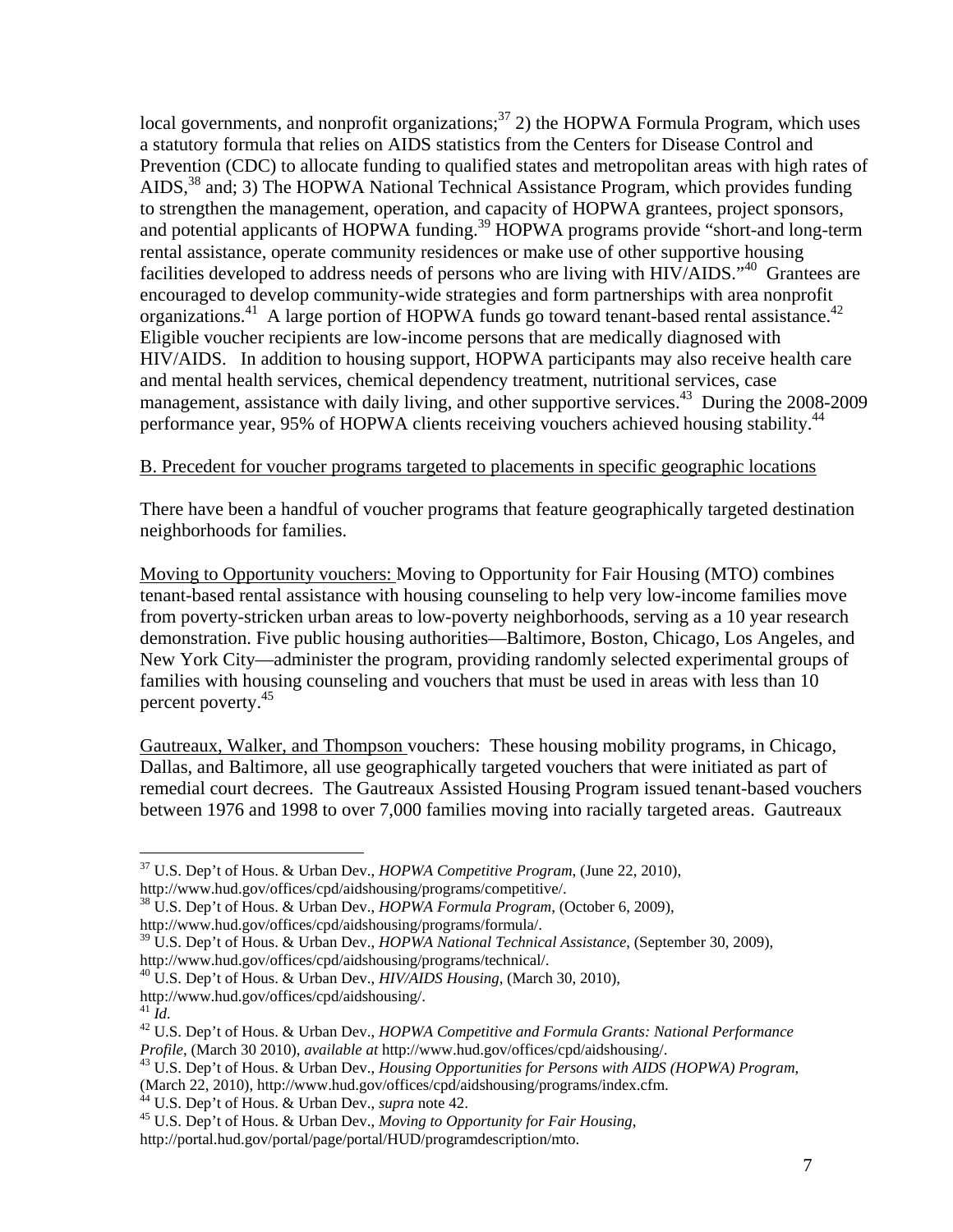local governments, and nonprofit organizations;[37] 2) the HOPWA Formula Program, which uses a statutory formula that relies on AIDS statistics from the Centers for Disease Control and Prevention (CDC) to allocate funding to qualified states and metropolitan areas with high rates of AIDS,[38] and; 3) The HOPWA National Technical Assistance Program, which provides funding to strengthen the management, operation, and capacity of HOPWA grantees, project sponsors, and potential applicants of HOPWA funding.[39] HOPWA programs provide "short-and long-term rental assistance, operate community residences or make use of other supportive housing facilities developed to address needs of persons who are living with HIV/AIDS."[40] Grantees are encouraged to develop community-wide strategies and form partnerships with area nonprofit organizations.[41] A large portion of HOPWA funds go toward tenant-based rental assistance.[42] Eligible voucher recipients are low-income persons that are medically diagnosed with HIV/AIDS. In addition to housing support, HOPWA participants may also receive health care and mental health services, chemical dependency treatment, nutritional services, case management, assistance with daily living, and other supportive services.[43] During the 2008-2009 performance year, 95% of HOPWA clients receiving vouchers achieved housing stability.[44]

B. Precedent for voucher programs targeted to placements in specific geographic locations

There have been a handful of voucher programs that feature geographically targeted destination neighborhoods for families.

Moving to Opportunity vouchers: Moving to Opportunity for Fair Housing (MTO) combines tenant-based rental assistance with housing counseling to help very low-income families move from poverty-stricken urban areas to low-poverty neighborhoods, serving as a 10 year research demonstration. Five public housing authorities—Baltimore, Boston, Chicago, Los Angeles, and New York City—administer the program, providing randomly selected experimental groups of families with housing counseling and vouchers that must be used in areas with less than 10 percent poverty.[45]

Gautreaux, Walker, and Thompson vouchers: These housing mobility programs, in Chicago, Dallas, and Baltimore, all use geographically targeted vouchers that were initiated as part of remedial court decrees. The Gautreaux Assisted Housing Program issued tenant-based vouchers between 1976 and 1998 to over 7,000 families moving into racially targeted areas. Gautreaux

---

[37] U.S. Dep't of Hous. & Urban Dev., *HOPWA Competitive Program*, (June 22, 2010), http://www.hud.gov/offices/cpd/aidshousing/programs/competitive/.

[38] U.S. Dep't of Hous. & Urban Dev., *HOPWA Formula Program*, (October 6, 2009), http://www.hud.gov/offices/cpd/aidshousing/programs/formula/.

[39] U.S. Dep't of Hous. & Urban Dev., *HOPWA National Technical Assistance*, (September 30, 2009), http://www.hud.gov/offices/cpd/aidshousing/programs/technical/.

[40] U.S. Dep't of Hous. & Urban Dev., *HIV/AIDS Housing*, (March 30, 2010), http://www.hud.gov/offices/cpd/aidshousing/.

[41] *Id.*

[42] U.S. Dep't of Hous. & Urban Dev., *HOPWA Competitive and Formula Grants: National Performance Profile*, (March 30 2010), *available at* http://www.hud.gov/offices/cpd/aidshousing/.

[43] U.S. Dep't of Hous. & Urban Dev., *Housing Opportunities for Persons with AIDS (HOPWA) Program*, (March 22, 2010), http://www.hud.gov/offices/cpd/aidshousing/programs/index.cfm.

[44] U.S. Dep't of Hous. & Urban Dev., *supra* note 42.

[45] U.S. Dep't of Hous. & Urban Dev., *Moving to Opportunity for Fair Housing*, http://portal.hud.gov/portal/page/portal/HUD/programdescription/mto.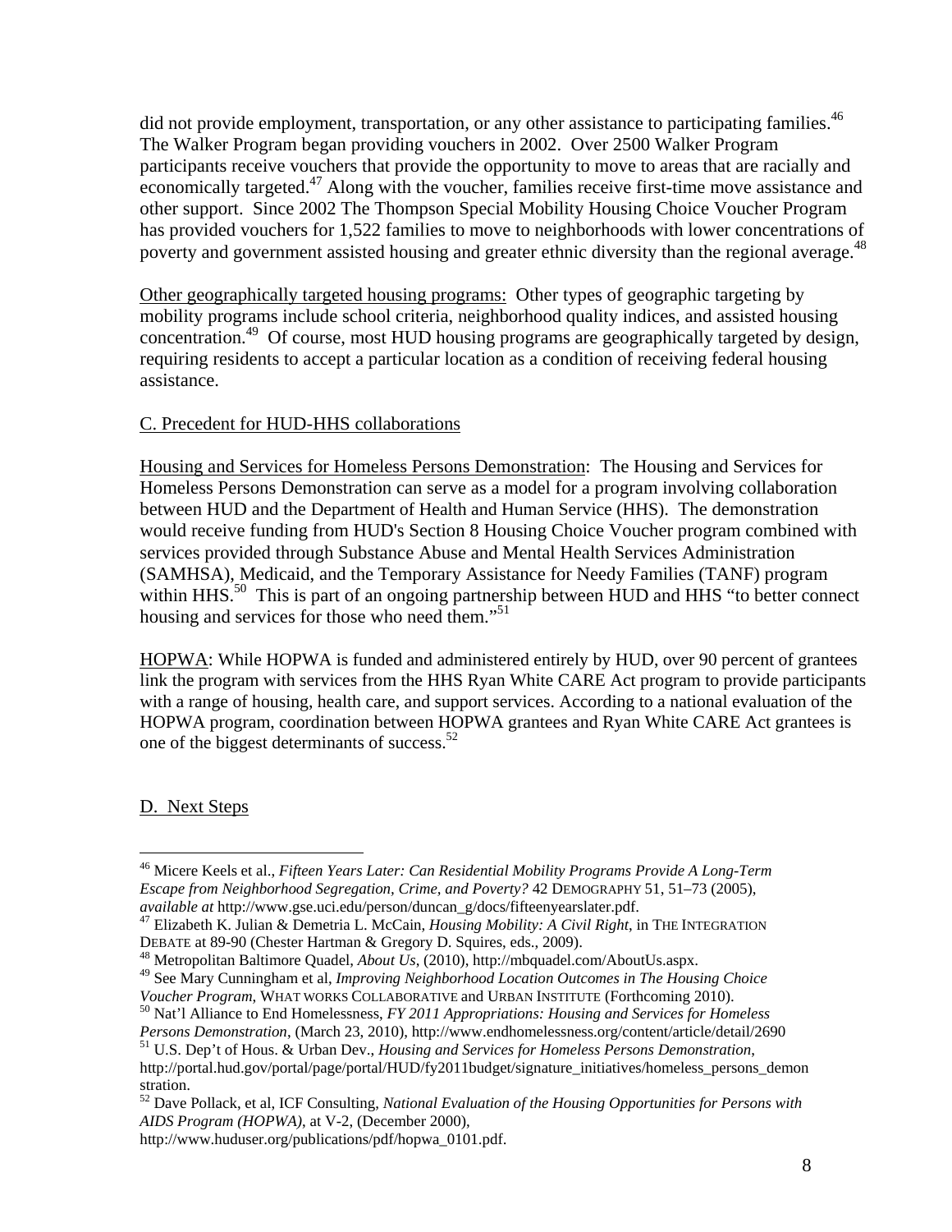did not provide employment, transportation, or any other assistance to participating families.[46] The Walker Program began providing vouchers in 2002. Over 2500 Walker Program participants receive vouchers that provide the opportunity to move to areas that are racially and economically targeted.[47] Along with the voucher, families receive first-time move assistance and other support. Since 2002 The Thompson Special Mobility Housing Choice Voucher Program has provided vouchers for 1,522 families to move to neighborhoods with lower concentrations of poverty and government assisted housing and greater ethnic diversity than the regional average.[48]

Other geographically targeted housing programs: Other types of geographic targeting by mobility programs include school criteria, neighborhood quality indices, and assisted housing concentration.[49] Of course, most HUD housing programs are geographically targeted by design, requiring residents to accept a particular location as a condition of receiving federal housing assistance.

C. Precedent for HUD-HHS collaborations

Housing and Services for Homeless Persons Demonstration: The Housing and Services for Homeless Persons Demonstration can serve as a model for a program involving collaboration between HUD and the Department of Health and Human Service (HHS). The demonstration would receive funding from HUD's Section 8 Housing Choice Voucher program combined with services provided through Substance Abuse and Mental Health Services Administration (SAMHSA), Medicaid, and the Temporary Assistance for Needy Families (TANF) program within HHS.[50] This is part of an ongoing partnership between HUD and HHS "to better connect housing and services for those who need them."[51]

HOPWA: While HOPWA is funded and administered entirely by HUD, over 90 percent of grantees link the program with services from the HHS Ryan White CARE Act program to provide participants with a range of housing, health care, and support services. According to a national evaluation of the HOPWA program, coordination between HOPWA grantees and Ryan White CARE Act grantees is one of the biggest determinants of success.[52]

D. Next Steps

---

[46] Micere Keels et al., *Fifteen Years Later: Can Residential Mobility Programs Provide A Long-Term Escape from Neighborhood Segregation, Crime, and Poverty?* 42 DEMOGRAPHY 51, 51–73 (2005), *available at* http://www.gse.uci.edu/person/duncan_g/docs/fifteenyearslater.pdf.

[47] Elizabeth K. Julian & Demetria L. McCain, *Housing Mobility: A Civil Right*, in THE INTEGRATION DEBATE at 89-90 (Chester Hartman & Gregory D. Squires, eds., 2009).

[48] Metropolitan Baltimore Quadel, *About Us*, (2010), http://mbquadel.com/AboutUs.aspx.

[49] See Mary Cunningham et al, *Improving Neighborhood Location Outcomes in The Housing Choice Voucher Program*, WHAT WORKS COLLABORATIVE and URBAN INSTITUTE (Forthcoming 2010).

[50] Nat'l Alliance to End Homelessness, *FY 2011 Appropriations: Housing and Services for Homeless Persons Demonstration*, (March 23, 2010), http://www.endhomelessness.org/content/article/detail/2690

[51] U.S. Dep't of Hous. & Urban Dev., *Housing and Services for Homeless Persons Demonstration*, http://portal.hud.gov/portal/page/portal/HUD/fy2011budget/signature_initiatives/homeless_persons_demonstration.

[52] Dave Pollack, et al, ICF Consulting, *National Evaluation of the Housing Opportunities for Persons with AIDS Program (HOPWA)*, at V-2, (December 2000), http://www.huduser.org/publications/pdf/hopwa_0101.pdf.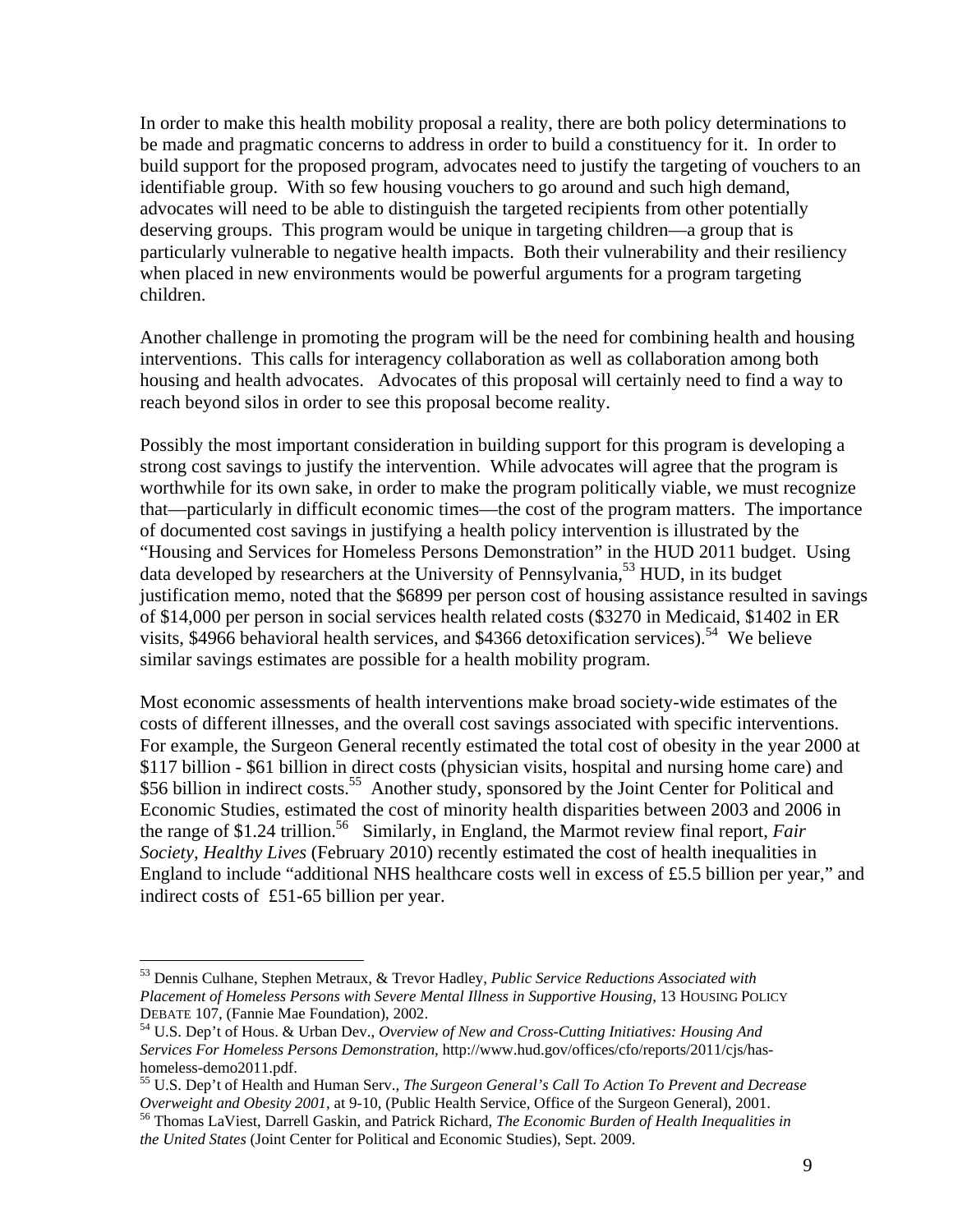In order to make this health mobility proposal a reality, there are both policy determinations to be made and pragmatic concerns to address in order to build a constituency for it. In order to build support for the proposed program, advocates need to justify the targeting of vouchers to an identifiable group. With so few housing vouchers to go around and such high demand, advocates will need to be able to distinguish the targeted recipients from other potentially deserving groups. This program would be unique in targeting children—a group that is particularly vulnerable to negative health impacts. Both their vulnerability and their resiliency when placed in new environments would be powerful arguments for a program targeting children.

Another challenge in promoting the program will be the need for combining health and housing interventions. This calls for interagency collaboration as well as collaboration among both housing and health advocates. Advocates of this proposal will certainly need to find a way to reach beyond silos in order to see this proposal become reality.

Possibly the most important consideration in building support for this program is developing a strong cost savings to justify the intervention. While advocates will agree that the program is worthwhile for its own sake, in order to make the program politically viable, we must recognize that—particularly in difficult economic times—the cost of the program matters. The importance of documented cost savings in justifying a health policy intervention is illustrated by the "Housing and Services for Homeless Persons Demonstration" in the HUD 2011 budget. Using data developed by researchers at the University of Pennsylvania,[53] HUD, in its budget justification memo, noted that the \$6899 per person cost of housing assistance resulted in savings of \$14,000 per person in social services health related costs (\$3270 in Medicaid, \$1402 in ER visits, \$4966 behavioral health services, and \$4366 detoxification services).[54] We believe similar savings estimates are possible for a health mobility program.

Most economic assessments of health interventions make broad society-wide estimates of the costs of different illnesses, and the overall cost savings associated with specific interventions. For example, the Surgeon General recently estimated the total cost of obesity in the year 2000 at \$117 billion - \$61 billion in direct costs (physician visits, hospital and nursing home care) and \$56 billion in indirect costs.[55] Another study, sponsored by the Joint Center for Political and Economic Studies, estimated the cost of minority health disparities between 2003 and 2006 in the range of \$1.24 trillion.[56] Similarly, in England, the Marmot review final report, *Fair Society, Healthy Lives* (February 2010) recently estimated the cost of health inequalities in England to include "additional NHS healthcare costs well in excess of £5.5 billion per year," and indirect costs of £51-65 billion per year.

---

[53] Dennis Culhane, Stephen Metraux, & Trevor Hadley, *Public Service Reductions Associated with Placement of Homeless Persons with Severe Mental Illness in Supportive Housing*, 13 HOUSING POLICY DEBATE 107, (Fannie Mae Foundation), 2002.

[54] U.S. Dep't of Hous. & Urban Dev., *Overview of New and Cross-Cutting Initiatives: Housing And Services For Homeless Persons Demonstration*, http://www.hud.gov/offices/cfo/reports/2011/cjs/has-homeless-demo2011.pdf.

[55] U.S. Dep't of Health and Human Serv., *The Surgeon General's Call To Action To Prevent and Decrease Overweight and Obesity 2001*, at 9-10, (Public Health Service, Office of the Surgeon General), 2001.

[56] Thomas LaViest, Darrell Gaskin, and Patrick Richard, *The Economic Burden of Health Inequalities in the United States* (Joint Center for Political and Economic Studies), Sept. 2009.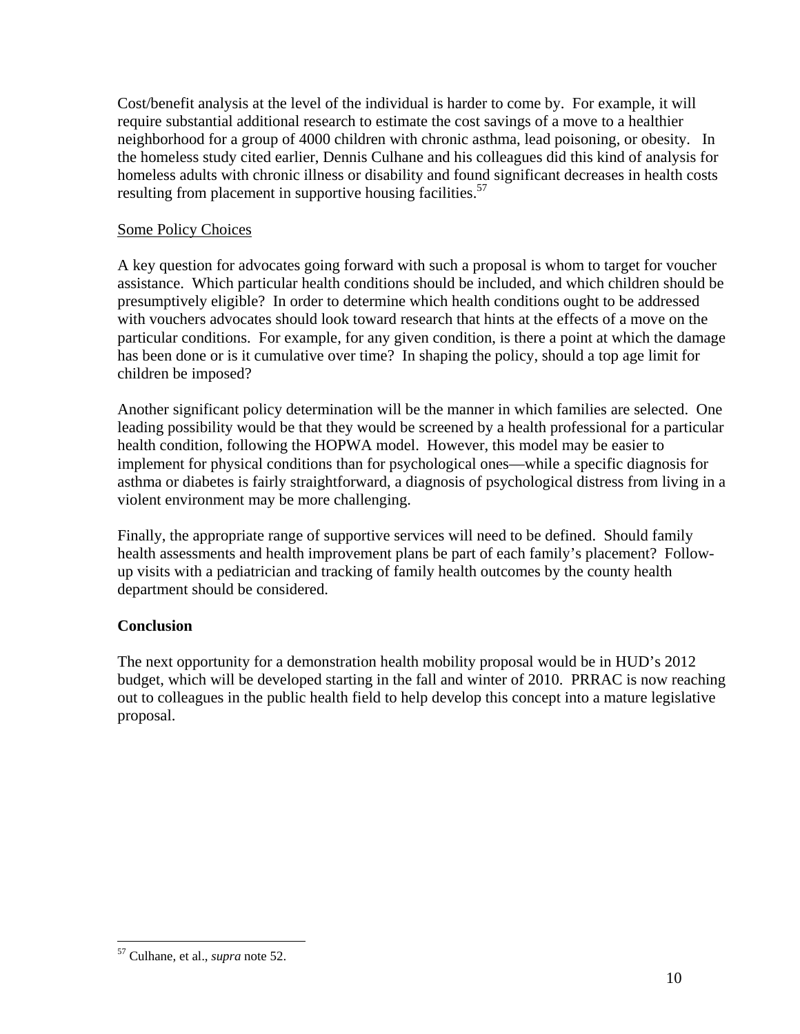Cost/benefit analysis at the level of the individual is harder to come by. For example, it will require substantial additional research to estimate the cost savings of a move to a healthier neighborhood for a group of 4000 children with chronic asthma, lead poisoning, or obesity. In the homeless study cited earlier, Dennis Culhane and his colleagues did this kind of analysis for homeless adults with chronic illness or disability and found significant decreases in health costs resulting from placement in supportive housing facilities.[57]

## Some Policy Choices

A key question for advocates going forward with such a proposal is whom to target for voucher assistance. Which particular health conditions should be included, and which children should be presumptively eligible? In order to determine which health conditions ought to be addressed with vouchers advocates should look toward research that hints at the effects of a move on the particular conditions. For example, for any given condition, is there a point at which the damage has been done or is it cumulative over time? In shaping the policy, should a top age limit for children be imposed?

Another significant policy determination will be the manner in which families are selected. One leading possibility would be that they would be screened by a health professional for a particular health condition, following the HOPWA model. However, this model may be easier to implement for physical conditions than for psychological ones—while a specific diagnosis for asthma or diabetes is fairly straightforward, a diagnosis of psychological distress from living in a violent environment may be more challenging.

Finally, the appropriate range of supportive services will need to be defined. Should family health assessments and health improvement plans be part of each family's placement? Follow-up visits with a pediatrician and tracking of family health outcomes by the county health department should be considered.

## Conclusion

The next opportunity for a demonstration health mobility proposal would be in HUD's 2012 budget, which will be developed starting in the fall and winter of 2010. PRRAC is now reaching out to colleagues in the public health field to help develop this concept into a mature legislative proposal.

---

[57] Culhane, et al., *supra* note 52.